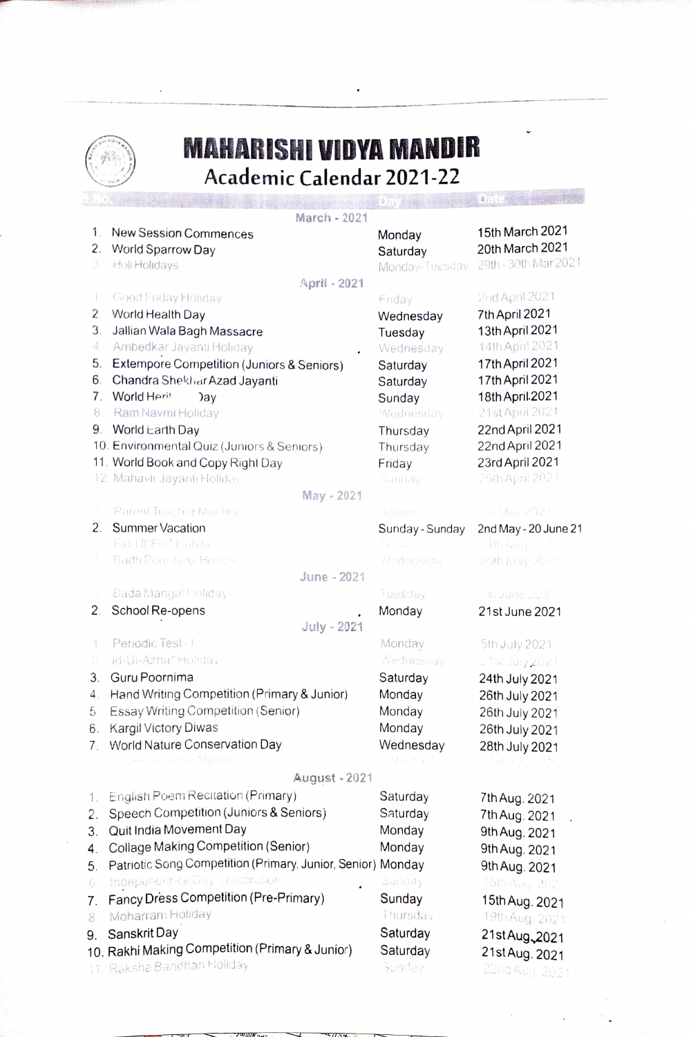# MAHARISHI VIDYA MANDIR

## Academic Calendar 2021-22

| S.No. | | Day | Date |
|---|---|---|---|
| | **March - 2021** | | |
| 1. | New Session Commences | Monday | 15th March 2021 |
| 2. | World Sparrow Day | Saturday | 20th March 2021 |
| 3. | Holi Holidays | Monday-Tuesday | 29th - 30th Mar 2021 |
| | **April - 2021** | | |
| 1. | Good Friday Holiday | Friday | 2nd April 2021 |
| 2. | World Health Day | Wednesday | 7th April 2021 |
| 3. | Jallian Wala Bagh Massacre | Tuesday | 13th April 2021 |
| 4. | Ambedkar Jayanti Holiday | Wednesday | 14th April 2021 |
| 5. | Extempore Competition (Juniors & Seniors) | Saturday | 17th April 2021 |
| 6. | Chandra Shekhar Azad Jayanti | Saturday | 17th April 2021 |
| 7. | World Herit Day | Sunday | 18th April 2021 |
| 8. | Ram Navmi Holiday | Wednesday | 21st April 2021 |
| 9. | World Earth Day | Thursday | 22nd April 2021 |
| 10. | Environmental Quiz (Juniors & Seniors) | Thursday | 22nd April 2021 |
| 11. | World Book and Copy Right Day | Friday | 23rd April 2021 |
| 12. | Mahavir Jayanti Holiday | Sunday | 25th April 2021 |
| | **May - 2021** | | |
| 1. | Parent Teacher Meeting | Saturday | 1st May 2021 |
| 2. | Summer Vacation | Sunday - Sunday | 2nd May - 20 June 21 |
| 3. | Eid-Ul-Fitr* Holiday | Friday | 14th May 2021 |
| 4. | Budh Poornima Holiday | Wednesday | 26th May 2021 |
| | **June - 2021** | | |
| 1. | Bada Mangal Holiday | Tuesday | 1st June 2021 |
| 2. | School Re-opens | Monday | 21st June 2021 |
| | **July - 2021** | | |
| 1. | Periodic Test - I | Monday | 5th July 2021 |
| 2. | Id-Ul-Azha* Holiday | Wednesday | 21st July 2021 |
| 3. | Guru Poornima | Saturday | 24th July 2021 |
| 4. | Hand Writing Competition (Primary & Junior) | Monday | 26th July 2021 |
| 5. | Essay Writing Competition (Senior) | Monday | 26th July 2021 |
| 6. | Kargil Victory Diwas | Monday | 26th July 2021 |
| 7. | World Nature Conservation Day | Wednesday | 28th July 2021 |
| 8. | Parent Teacher Meeting | Saturday | 31st July 2021 |
| | **August - 2021** | | |
| 1. | English Poem Recitation (Primary) | Saturday | 7th Aug. 2021 |
| 2. | Speech Competition (Juniors & Seniors) | Saturday | 7th Aug. 2021 |
| 3. | Quit India Movement Day | Monday | 9th Aug. 2021 |
| 4. | Collage Making Competition (Senior) | Monday | 9th Aug. 2021 |
| 5. | Patriotic Song Competition (Primary, Junior, Senior) | Monday | 9th Aug. 2021 |
| 6. | Independence Day Celebration | Sunday | 15th Aug. 2021 |
| 7. | Fancy Dress Competition (Pre-Primary) | Sunday | 15th Aug. 2021 |
| 8. | Moharram Holiday | Thursday | 19th Aug. 2021 |
| 9. | Sanskrit Day | Saturday | 21st Aug. 2021 |
| 10. | Rakhi Making Competition (Primary & Junior) | Saturday | 21st Aug. 2021 |
| 11. | Raksha Bandhan Holiday | Sunday | 22nd Aug. 2021 |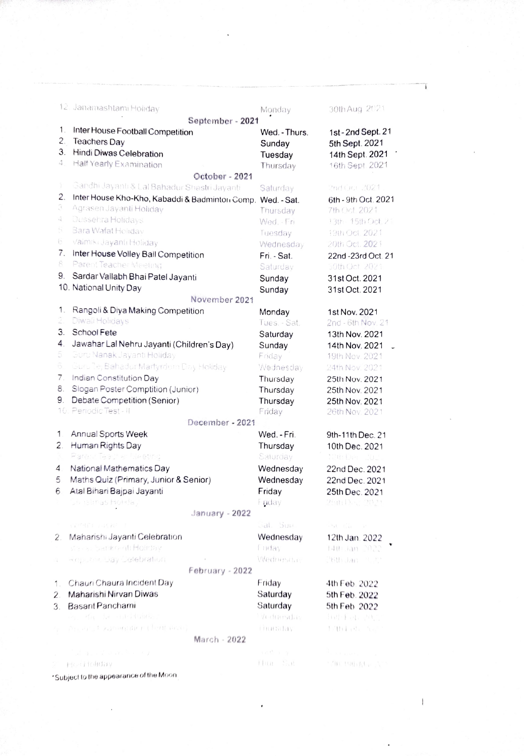| | | | |
|---|---|---|---|
| 12. | Janamashtami Holiday | Monday | 30th Aug. 2021 |

**September - 2021**

| | | | |
|---|---|---|---|
| 1. | Inter House Football Competition | Wed. - Thurs. | 1st - 2nd Sept. 21 |
| 2. | Teachers Day | Sunday | 5th Sept. 2021 |
| 3. | Hindi Diwas Celebration | Tuesday | 14th Sept. 2021 |
| 4. | Half Yearly Examination | Thursday | 16th Sept. 2021 |

**October - 2021**

| | | | |
|---|---|---|---|
| 1. | Gandhi Jayanti & Lal Bahadur Shastri Jayanti | Saturday | 2nd Oct. 2021 |
| 2. | Inter House Kho-Kho, Kabaddi & Badminton Comp. | Wed. - Sat. | 6th - 9th Oct. 2021 |
| 3. | Agrasen Jayanti Holiday | Thursday | 7th Oct. 2021 |
| 4. | Dussehra Holidays | Wed. - Fri. | 13th - 15th Oct. 21 |
| 5. | Bara Wafat Holiday | Tuesday | 19th Oct. 2021 |
| 6. | Valmiki Jayanti Holiday | Wednesday | 20th Oct. 2021 |
| 7. | Inter House Volley Ball Competition | Fri. - Sat. | 22nd - 23rd Oct. 21 |
| 8. | Parent Teacher Meeting | Saturday | 30th Oct. 2021 |
| 9. | Sardar Vallabh Bhai Patel Jayanti | Sunday | 31st Oct. 2021 |
| 10. | National Unity Day | Sunday | 31st Oct. 2021 |

**November 2021**

| | | | |
|---|---|---|---|
| 1. | Rangoli & Diya Making Competition | Monday | 1st Nov. 2021 |
| 2. | Diwali Holidays | Tues. - Sat. | 2nd - 6th Nov. 21 |
| 3. | School Fete | Saturday | 13th Nov. 2021 |
| 4. | Jawahar Lal Nehru Jayanti (Children's Day) | Sunday | 14th Nov. 2021 |
| 5. | Guru Nanak Jayanti Holiday | Friday | 19th Nov. 2021 |
| 6. | Guru Tej Bahadur Martyrdom Day Holiday | Wednesday | 24th Nov. 2021 |
| 7. | Indian Constitution Day | Thursday | 25th Nov. 2021 |
| 8. | Slogan Poster Comptition (Junior) | Thursday | 25th Nov. 2021 |
| 9. | Debate Competition (Senior) | Thursday | 25th Nov. 2021 |
| 10. | Periodic Test - II | Friday | 26th Nov. 2021 |

**December - 2021**

| | | | |
|---|---|---|---|
| 1 | Annual Sports Week | Wed. - Fri. | 9th-11th Dec. 21 |
| 2. | Human Rights Day | Thursday | 10th Dec. 2021 |
| 3. | Parent Teacher Meeting | Saturday | |
| 4 | National Mathematics Day | Wednesday | 22nd Dec. 2021 |
| 5 | Maths Quiz (Primary, Junior & Senior) | Wednesday | 22nd Dec. 2021 |
| 6 | Atal Bihari Bajpai Jayanti | Friday | 25th Dec. 2021 |
| 7. | Christmas Holiday | Friday | |

**January - 2022**

| | | | |
|---|---|---|---|
| 1. | | Sat. - Sun. | |
| 2. | Maharishi Jayanti Celebration | Wednesday | 12th Jan. 2022 |
| 3. | Makar Sankranti Holiday | Friday | 14th Jan. 2022 |
| 4. | Republic Day Celebration | Wednesday | 26th Jan. 2022 |

**February - 2022**

| | | | |
|---|---|---|---|
| 1. | Chauri Chaura Incident Day | Friday | 4th Feb. 2022 |
| 2. | Maharishi Nirvan Diwas | Saturday | 5th Feb. 2022 |
| 3. | Basant Panchami | Saturday | 5th Feb. 2022 |
| 4. | | Wednesday | |
| 5. | | Thursday | |

**March - 2022**

| | | | |
|---|---|---|---|
| 1. | | | |
| 2. | Holi Holiday | Thur. - Sat. | |

*Subject to the appearance of the Moon